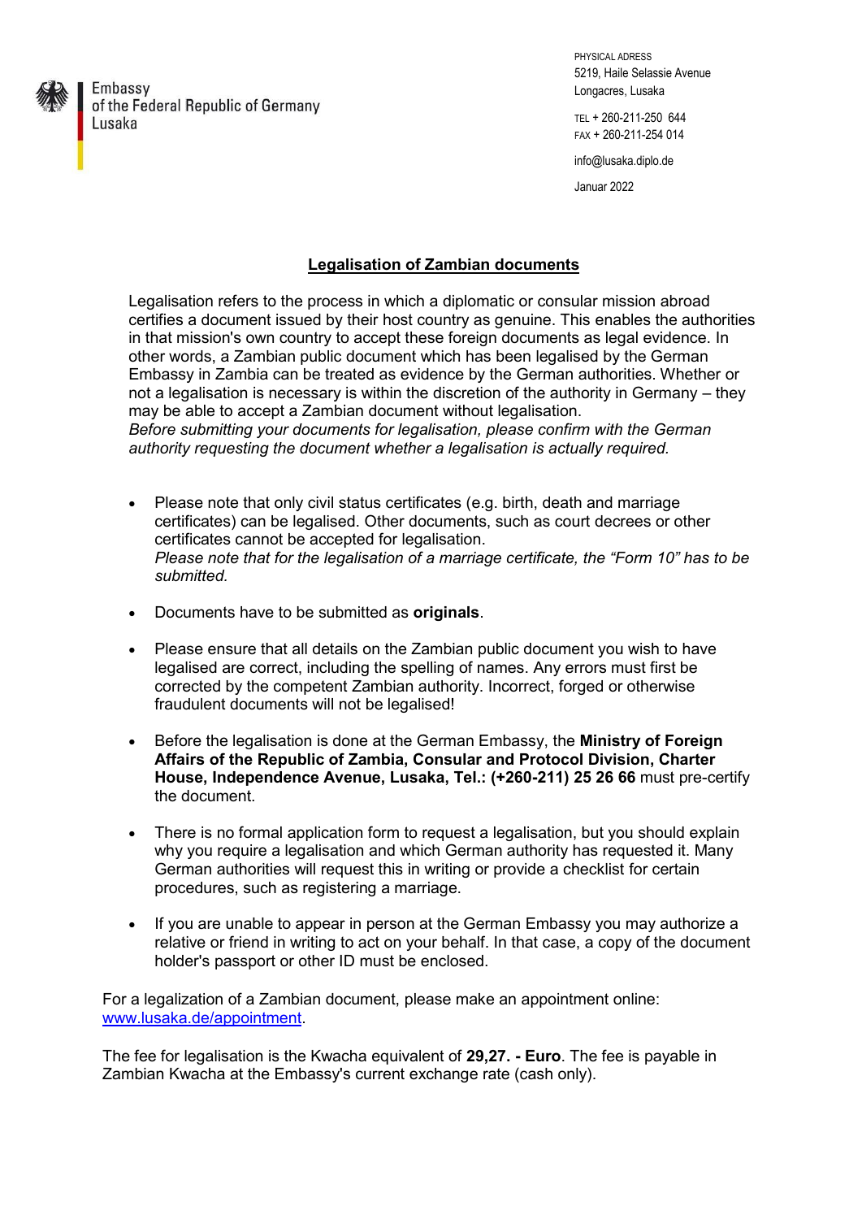Embassy
of the Federal Republic of Germany
Lusaka

PHYSICAL ADRESS
5219, Haile Selassie Avenue
Longacres, Lusaka

TEL + 260-211-250 644
FAX + 260-211-254 014

info@lusaka.diplo.de

Januar 2022

## Legalisation of Zambian documents

Legalisation refers to the process in which a diplomatic or consular mission abroad certifies a document issued by their host country as genuine. This enables the authorities in that mission's own country to accept these foreign documents as legal evidence. In other words, a Zambian public document which has been legalised by the German Embassy in Zambia can be treated as evidence by the German authorities. Whether or not a legalisation is necessary is within the discretion of the authority in Germany – they may be able to accept a Zambian document without legalisation.
*Before submitting your documents for legalisation, please confirm with the German authority requesting the document whether a legalisation is actually required.*

- Please note that only civil status certificates (e.g. birth, death and marriage certificates) can be legalised. Other documents, such as court decrees or other certificates cannot be accepted for legalisation.
  *Please note that for the legalisation of a marriage certificate, the "Form 10" has to be submitted.*

- Documents have to be submitted as **originals**.

- Please ensure that all details on the Zambian public document you wish to have legalised are correct, including the spelling of names. Any errors must first be corrected by the competent Zambian authority. Incorrect, forged or otherwise fraudulent documents will not be legalised!

- Before the legalisation is done at the German Embassy, the **Ministry of Foreign Affairs of the Republic of Zambia, Consular and Protocol Division, Charter House, Independence Avenue, Lusaka, Tel.: (+260-211) 25 26 66** must pre-certify the document.

- There is no formal application form to request a legalisation, but you should explain why you require a legalisation and which German authority has requested it. Many German authorities will request this in writing or provide a checklist for certain procedures, such as registering a marriage.

- If you are unable to appear in person at the German Embassy you may authorize a relative or friend in writing to act on your behalf. In that case, a copy of the document holder's passport or other ID must be enclosed.

For a legalization of a Zambian document, please make an appointment online: [www.lusaka.de/appointment](www.lusaka.de/appointment).

The fee for legalisation is the Kwacha equivalent of **29,27. - Euro**. The fee is payable in Zambian Kwacha at the Embassy's current exchange rate (cash only).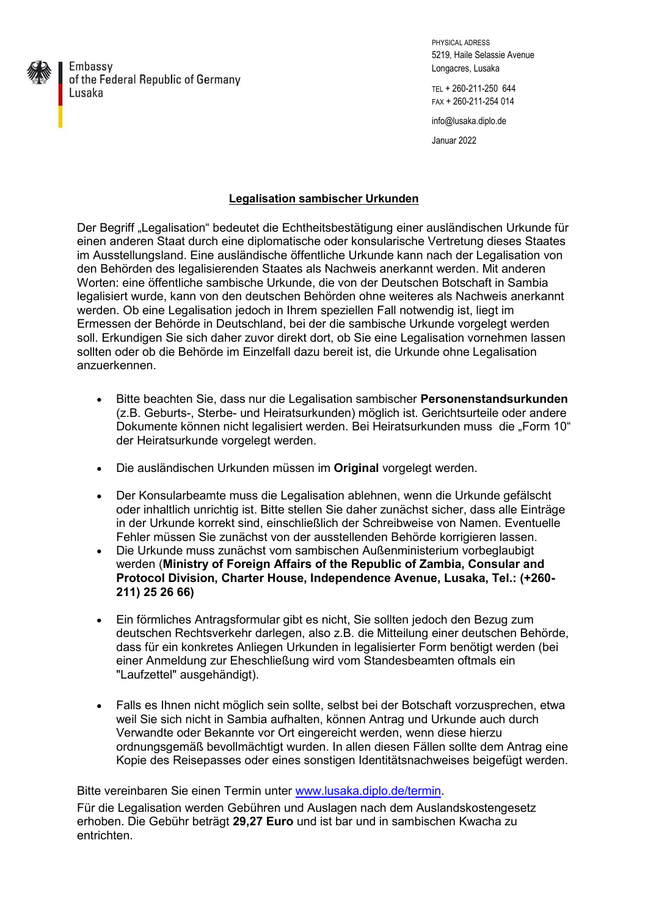Embassy
of the Federal Republic of Germany
Lusaka

PHYSICAL ADRESS
5219, Haile Selassie Avenue
Longacres, Lusaka

TEL + 260-211-250 644
FAX + 260-211-254 014

info@lusaka.diplo.de

Januar 2022

## Legalisation sambischer Urkunden

Der Begriff „Legalisation" bedeutet die Echtheitsbestätigung einer ausländischen Urkunde für einen anderen Staat durch eine diplomatische oder konsularische Vertretung dieses Staates im Ausstellungsland. Eine ausländische öffentliche Urkunde kann nach der Legalisation von den Behörden des legalisierenden Staates als Nachweis anerkannt werden. Mit anderen Worten: eine öffentliche sambische Urkunde, die von der Deutschen Botschaft in Sambia legalisiert wurde, kann von den deutschen Behörden ohne weiteres als Nachweis anerkannt werden. Ob eine Legalisation jedoch in Ihrem speziellen Fall notwendig ist, liegt im Ermessen der Behörde in Deutschland, bei der die sambische Urkunde vorgelegt werden soll. Erkundigen Sie sich daher zuvor direkt dort, ob Sie eine Legalisation vornehmen lassen sollten oder ob die Behörde im Einzelfall dazu bereit ist, die Urkunde ohne Legalisation anzuerkennen.

- Bitte beachten Sie, dass nur die Legalisation sambischer **Personenstandsurkunden** (z.B. Geburts-, Sterbe- und Heiratsurkunden) möglich ist. Gerichtsurteile oder andere Dokumente können nicht legalisiert werden. Bei Heiratsurkunden muss die „Form 10" der Heiratsurkunde vorgelegt werden.

- Die ausländischen Urkunden müssen im **Original** vorgelegt werden.

- Der Konsularbeamte muss die Legalisation ablehnen, wenn die Urkunde gefälscht oder inhaltlich unrichtig ist. Bitte stellen Sie daher zunächst sicher, dass alle Einträge in der Urkunde korrekt sind, einschließlich der Schreibweise von Namen. Eventuelle Fehler müssen Sie zunächst von der ausstellenden Behörde korrigieren lassen.
- Die Urkunde muss zunächst vom sambischen Außenministerium vorbeglaubigt werden (**Ministry of Foreign Affairs of the Republic of Zambia, Consular and Protocol Division, Charter House, Independence Avenue, Lusaka, Tel.: (+260-211) 25 26 66)**

- Ein förmliches Antragsformular gibt es nicht, Sie sollten jedoch den Bezug zum deutschen Rechtsverkehr darlegen, also z.B. die Mitteilung einer deutschen Behörde, dass für ein konkretes Anliegen Urkunden in legalisierter Form benötigt werden (bei einer Anmeldung zur Eheschließung wird vom Standesbeamten oftmals ein "Laufzettel" ausgehändigt).

- Falls es Ihnen nicht möglich sein sollte, selbst bei der Botschaft vorzusprechen, etwa weil Sie sich nicht in Sambia aufhalten, können Antrag und Urkunde auch durch Verwandte oder Bekannte vor Ort eingereicht werden, wenn diese hierzu ordnungsgemäß bevollmächtigt wurden. In allen diesen Fällen sollte dem Antrag eine Kopie des Reisepasses oder eines sonstigen Identitätsnachweises beigefügt werden.

Bitte vereinbaren Sie einen Termin unter [www.lusaka.diplo.de/termin](http://www.lusaka.diplo.de/termin).

Für die Legalisation werden Gebühren und Auslagen nach dem Auslandskostengesetz erhoben. Die Gebühr beträgt **29,27 Euro** und ist bar und in sambischen Kwacha zu entrichten.